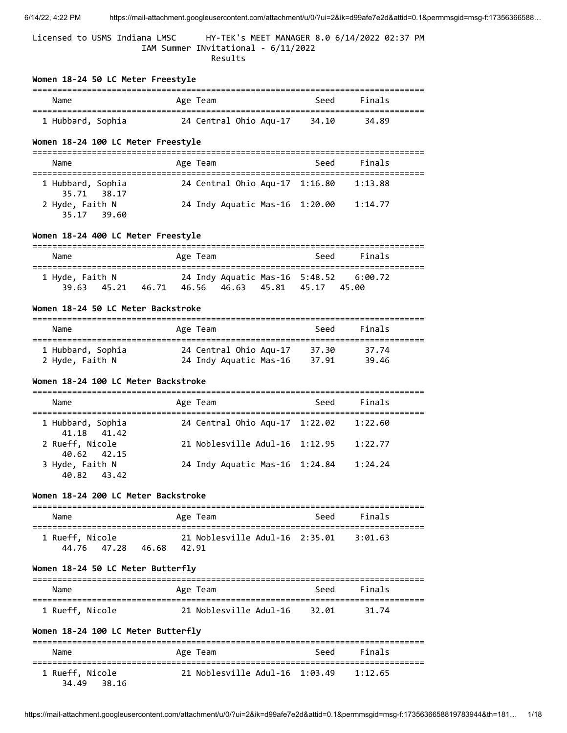Licensed to USMS Indiana LMSC      HY-TEK's MEET MANAGER 8.0 6/14/2022 02:37 PM

IAM Summer INvitational - 6/11/2022

Results

### Women 18-24 50 LC Meter Freestyle

| | Name | Age | Team | Seed | Finals |
|---|---|---|---|---|---|
| 1 | Hubbard, Sophia | 24 | Central Ohio Aqu-17 | 34.10 | 34.89 |

### Women 18-24 100 LC Meter Freestyle

| | Name | Age | Team | Seed | Finals |
|---|---|---|---|---|---|
| 1 | Hubbard, Sophia | 24 | Central Ohio Aqu-17 | 1:16.80 | 1:13.88 |
| | 35.71 38.17 | | | | |
| 2 | Hyde, Faith N | 24 | Indy Aquatic Mas-16 | 1:20.00 | 1:14.77 |
| | 35.17 39.60 | | | | |

### Women 18-24 400 LC Meter Freestyle

| | Name | Age | Team | Seed | Finals |
|---|---|---|---|---|---|
| 1 | Hyde, Faith N | 24 | Indy Aquatic Mas-16 | 5:48.52 | 6:00.72 |
| | 39.63 45.21 46.71 46.56 46.63 45.81 45.17 45.00 | | | | |

### Women 18-24 50 LC Meter Backstroke

| | Name | Age | Team | Seed | Finals |
|---|---|---|---|---|---|
| 1 | Hubbard, Sophia | 24 | Central Ohio Aqu-17 | 37.30 | 37.74 |
| 2 | Hyde, Faith N | 24 | Indy Aquatic Mas-16 | 37.91 | 39.46 |

### Women 18-24 100 LC Meter Backstroke

| | Name | Age | Team | Seed | Finals |
|---|---|---|---|---|---|
| 1 | Hubbard, Sophia | 24 | Central Ohio Aqu-17 | 1:22.02 | 1:22.60 |
| | 41.18 41.42 | | | | |
| 2 | Rueff, Nicole | 21 | Noblesville Adul-16 | 1:12.95 | 1:22.77 |
| | 40.62 42.15 | | | | |
| 3 | Hyde, Faith N | 24 | Indy Aquatic Mas-16 | 1:24.84 | 1:24.24 |
| | 40.82 43.42 | | | | |

### Women 18-24 200 LC Meter Backstroke

| | Name | Age | Team | Seed | Finals |
|---|---|---|---|---|---|
| 1 | Rueff, Nicole | 21 | Noblesville Adul-16 | 2:35.01 | 3:01.63 |
| | 44.76 47.28 46.68 42.91 | | | | |

### Women 18-24 50 LC Meter Butterfly

| | Name | Age | Team | Seed | Finals |
|---|---|---|---|---|---|
| 1 | Rueff, Nicole | 21 | Noblesville Adul-16 | 32.01 | 31.74 |

### Women 18-24 100 LC Meter Butterfly

| | Name | Age | Team | Seed | Finals |
|---|---|---|---|---|---|
| 1 | Rueff, Nicole | 21 | Noblesville Adul-16 | 1:03.49 | 1:12.65 |
| | 34.49 38.16 | | | | |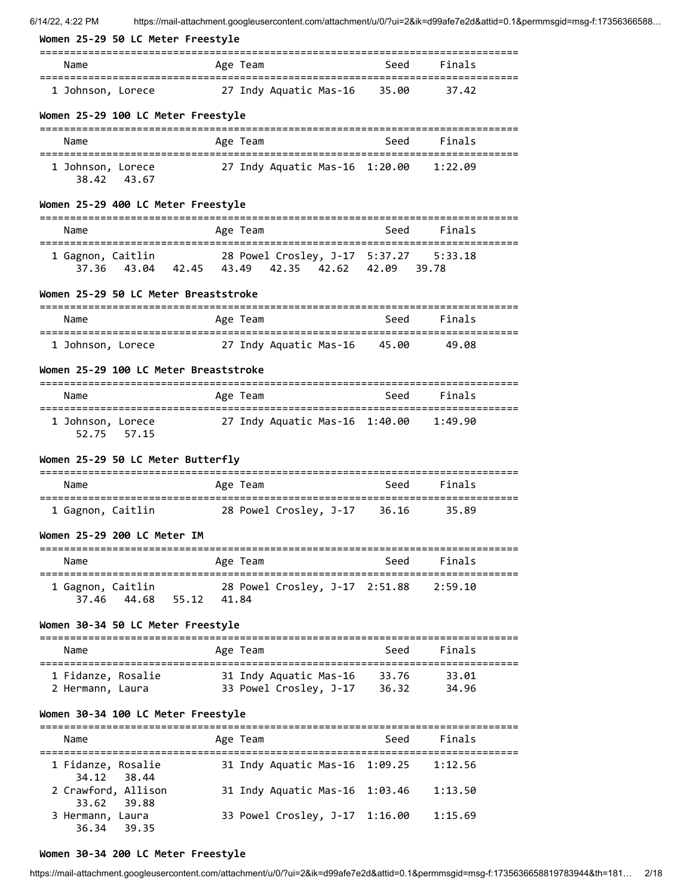### Women 25-29 50 LC Meter Freestyle

| | Name | Age | Team | Seed | Finals |
|---|---|---|---|---|---|
| 1 | Johnson, Lorece | 27 | Indy Aquatic Mas-16 | 35.00 | 37.42 |

### Women 25-29 100 LC Meter Freestyle

| | Name | Age | Team | Seed | Finals |
|---|---|---|---|---|---|
| 1 | Johnson, Lorece | 27 | Indy Aquatic Mas-16 | 1:20.00 | 1:22.09 |
| | 38.42  43.67 | | | | |

### Women 25-29 400 LC Meter Freestyle

| | Name | Age | Team | Seed | Finals |
|---|---|---|---|---|---|
| 1 | Gagnon, Caitlin | 28 | Powel Crosley, J-17 | 5:37.27 | 5:33.18 |
| | 37.36  43.04  42.45  43.49  42.35  42.62  42.09  39.78 | | | | |

### Women 25-29 50 LC Meter Breaststroke

| | Name | Age | Team | Seed | Finals |
|---|---|---|---|---|---|
| 1 | Johnson, Lorece | 27 | Indy Aquatic Mas-16 | 45.00 | 49.08 |

### Women 25-29 100 LC Meter Breaststroke

| | Name | Age | Team | Seed | Finals |
|---|---|---|---|---|---|
| 1 | Johnson, Lorece | 27 | Indy Aquatic Mas-16 | 1:40.00 | 1:49.90 |
| | 52.75  57.15 | | | | |

### Women 25-29 50 LC Meter Butterfly

| | Name | Age | Team | Seed | Finals |
|---|---|---|---|---|---|
| 1 | Gagnon, Caitlin | 28 | Powel Crosley, J-17 | 36.16 | 35.89 |

### Women 25-29 200 LC Meter IM

| | Name | Age | Team | Seed | Finals |
|---|---|---|---|---|---|
| 1 | Gagnon, Caitlin | 28 | Powel Crosley, J-17 | 2:51.88 | 2:59.10 |
| | 37.46  44.68  55.12  41.84 | | | | |

### Women 30-34 50 LC Meter Freestyle

| | Name | Age | Team | Seed | Finals |
|---|---|---|---|---|---|
| 1 | Fidanze, Rosalie | 31 | Indy Aquatic Mas-16 | 33.76 | 33.01 |
| 2 | Hermann, Laura | 33 | Powel Crosley, J-17 | 36.32 | 34.96 |

### Women 30-34 100 LC Meter Freestyle

| | Name | Age | Team | Seed | Finals |
|---|---|---|---|---|---|
| 1 | Fidanze, Rosalie | 31 | Indy Aquatic Mas-16 | 1:09.25 | 1:12.56 |
| | 34.12  38.44 | | | | |
| 2 | Crawford, Allison | 31 | Indy Aquatic Mas-16 | 1:03.46 | 1:13.50 |
| | 33.62  39.88 | | | | |
| 3 | Hermann, Laura | 33 | Powel Crosley, J-17 | 1:16.00 | 1:15.69 |
| | 36.34  39.35 | | | | |

### Women 30-34 200 LC Meter Freestyle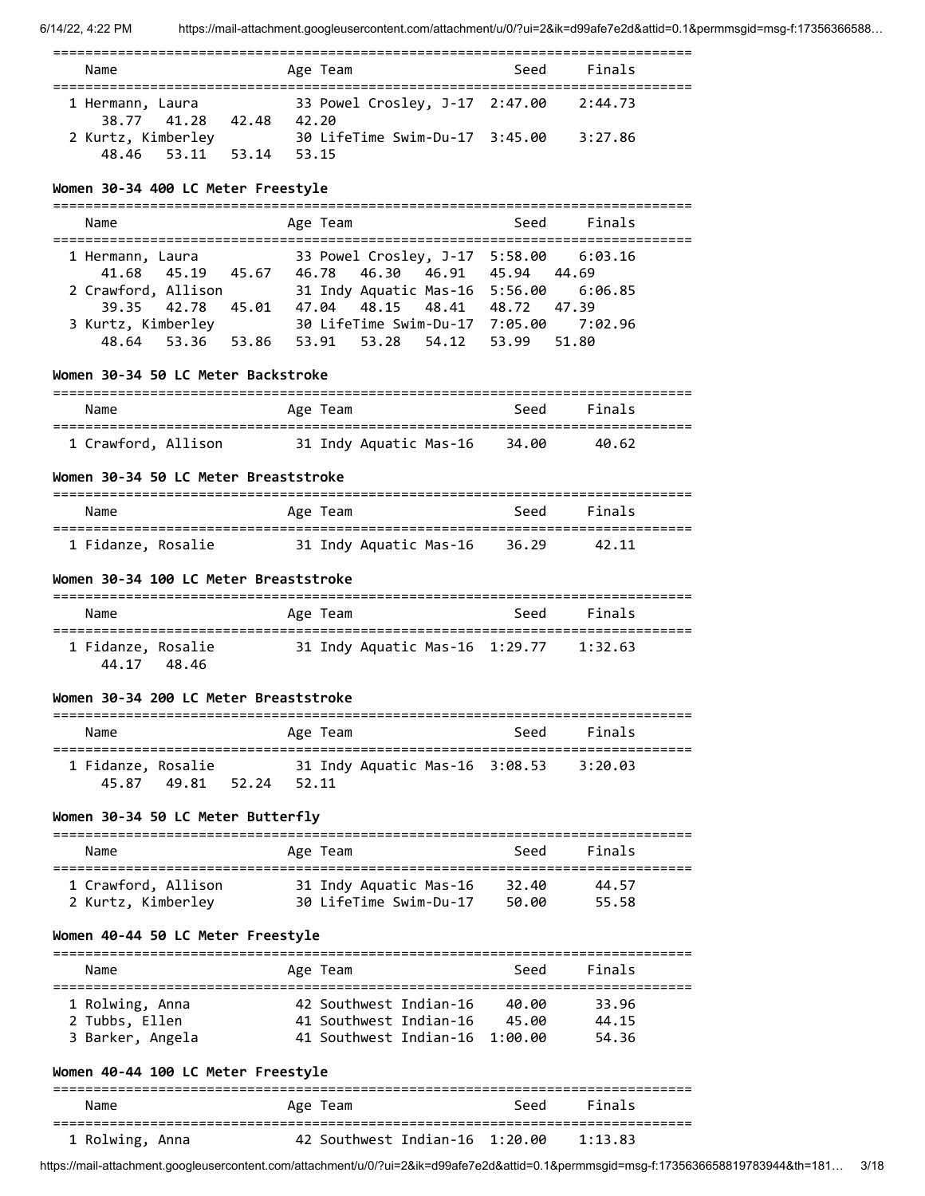| Name | Age | Team | Seed | Finals |
|---|---|---|---|---|
| 1 Hermann, Laura | 33 | Powel Crosley, J-17 | 2:47.00 | 2:44.73 |
| 38.77  41.28  42.48  42.20 | | | | |
| 2 Kurtz, Kimberley | 30 | LifeTime Swim-Du-17 | 3:45.00 | 3:27.86 |
| 48.46  53.11  53.14  53.15 | | | | |

**Women 30-34 400 LC Meter Freestyle**

| Name | Age | Team | Seed | Finals |
|---|---|---|---|---|
| 1 Hermann, Laura | 33 | Powel Crosley, J-17 | 5:58.00 | 6:03.16 |
| 41.68  45.19  45.67  46.78  46.30  46.91  45.94  44.69 | | | | |
| 2 Crawford, Allison | 31 | Indy Aquatic Mas-16 | 5:56.00 | 6:06.85 |
| 39.35  42.78  45.01  47.04  48.15  48.41  48.72  47.39 | | | | |
| 3 Kurtz, Kimberley | 30 | LifeTime Swim-Du-17 | 7:05.00 | 7:02.96 |
| 48.64  53.36  53.86  53.91  53.28  54.12  53.99  51.80 | | | | |

**Women 30-34 50 LC Meter Backstroke**

| Name | Age | Team | Seed | Finals |
|---|---|---|---|---|
| 1 Crawford, Allison | 31 | Indy Aquatic Mas-16 | 34.00 | 40.62 |

**Women 30-34 50 LC Meter Breaststroke**

| Name | Age | Team | Seed | Finals |
|---|---|---|---|---|
| 1 Fidanze, Rosalie | 31 | Indy Aquatic Mas-16 | 36.29 | 42.11 |

**Women 30-34 100 LC Meter Breaststroke**

| Name | Age | Team | Seed | Finals |
|---|---|---|---|---|
| 1 Fidanze, Rosalie | 31 | Indy Aquatic Mas-16 | 1:29.77 | 1:32.63 |
| 44.17  48.46 | | | | |

**Women 30-34 200 LC Meter Breaststroke**

| Name | Age | Team | Seed | Finals |
|---|---|---|---|---|
| 1 Fidanze, Rosalie | 31 | Indy Aquatic Mas-16 | 3:08.53 | 3:20.03 |
| 45.87  49.81  52.24  52.11 | | | | |

**Women 30-34 50 LC Meter Butterfly**

| Name | Age | Team | Seed | Finals |
|---|---|---|---|---|
| 1 Crawford, Allison | 31 | Indy Aquatic Mas-16 | 32.40 | 44.57 |
| 2 Kurtz, Kimberley | 30 | LifeTime Swim-Du-17 | 50.00 | 55.58 |

**Women 40-44 50 LC Meter Freestyle**

| Name | Age | Team | Seed | Finals |
|---|---|---|---|---|
| 1 Rolwing, Anna | 42 | Southwest Indian-16 | 40.00 | 33.96 |
| 2 Tubbs, Ellen | 41 | Southwest Indian-16 | 45.00 | 44.15 |
| 3 Barker, Angela | 41 | Southwest Indian-16 | 1:00.00 | 54.36 |

**Women 40-44 100 LC Meter Freestyle**

| Name | Age | Team | Seed | Finals |
|---|---|---|---|---|
| 1 Rolwing, Anna | 42 | Southwest Indian-16 | 1:20.00 | 1:13.83 |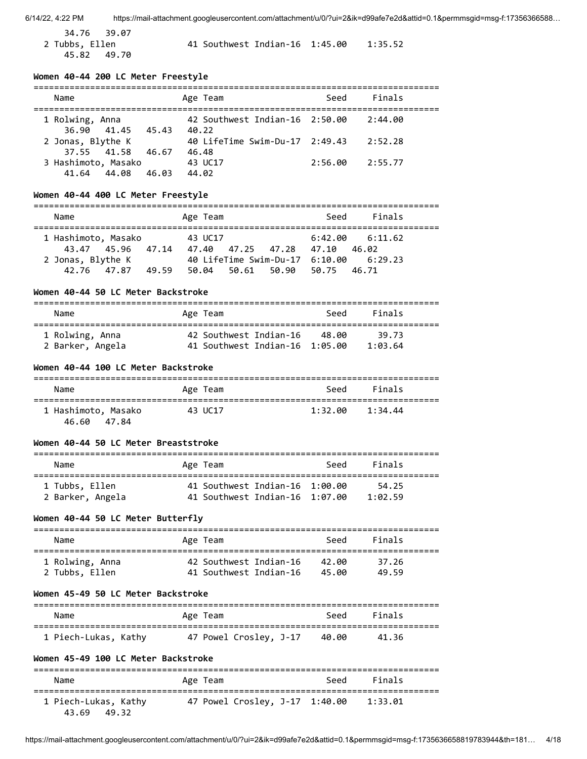| Name | Age | Team | Seed | Finals |
|---|---|---|---|---|
| 34.76 39.07 | | | | |
| 2 Tubbs, Ellen | 41 | Southwest Indian-16 | 1:45.00 | 1:35.52 |
| 45.82 49.70 | | | | |

**Women 40-44 200 LC Meter Freestyle**

| Name | Age | Team | Seed | Finals |
|---|---|---|---|---|
| 1 Rolwing, Anna | 42 | Southwest Indian-16 | 2:50.00 | 2:44.00 |
| 36.90 41.45 45.43 40.22 | | | | |
| 2 Jonas, Blythe K | 40 | LifeTime Swim-Du-17 | 2:49.43 | 2:52.28 |
| 37.55 41.58 46.67 46.48 | | | | |
| 3 Hashimoto, Masako | 43 | UC17 | 2:56.00 | 2:55.77 |
| 41.64 44.08 46.03 44.02 | | | | |

**Women 40-44 400 LC Meter Freestyle**

| Name | Age | Team | Seed | Finals |
|---|---|---|---|---|
| 1 Hashimoto, Masako | 43 | UC17 | 6:42.00 | 6:11.62 |
| 43.47 45.96 47.14 47.40 47.25 47.28 47.10 46.02 | | | | |
| 2 Jonas, Blythe K | 40 | LifeTime Swim-Du-17 | 6:10.00 | 6:29.23 |
| 42.76 47.87 49.59 50.04 50.61 50.90 50.75 46.71 | | | | |

**Women 40-44 50 LC Meter Backstroke**

| Name | Age | Team | Seed | Finals |
|---|---|---|---|---|
| 1 Rolwing, Anna | 42 | Southwest Indian-16 | 48.00 | 39.73 |
| 2 Barker, Angela | 41 | Southwest Indian-16 | 1:05.00 | 1:03.64 |

**Women 40-44 100 LC Meter Backstroke**

| Name | Age | Team | Seed | Finals |
|---|---|---|---|---|
| 1 Hashimoto, Masako | 43 | UC17 | 1:32.00 | 1:34.44 |
| 46.60 47.84 | | | | |

**Women 40-44 50 LC Meter Breaststroke**

| Name | Age | Team | Seed | Finals |
|---|---|---|---|---|
| 1 Tubbs, Ellen | 41 | Southwest Indian-16 | 1:00.00 | 54.25 |
| 2 Barker, Angela | 41 | Southwest Indian-16 | 1:07.00 | 1:02.59 |

**Women 40-44 50 LC Meter Butterfly**

| Name | Age | Team | Seed | Finals |
|---|---|---|---|---|
| 1 Rolwing, Anna | 42 | Southwest Indian-16 | 42.00 | 37.26 |
| 2 Tubbs, Ellen | 41 | Southwest Indian-16 | 45.00 | 49.59 |

**Women 45-49 50 LC Meter Backstroke**

| Name | Age | Team | Seed | Finals |
|---|---|---|---|---|
| 1 Piech-Lukas, Kathy | 47 | Powel Crosley, J-17 | 40.00 | 41.36 |

**Women 45-49 100 LC Meter Backstroke**

| Name | Age | Team | Seed | Finals |
|---|---|---|---|---|
| 1 Piech-Lukas, Kathy | 47 | Powel Crosley, J-17 | 1:40.00 | 1:33.01 |
| 43.69 49.32 | | | | |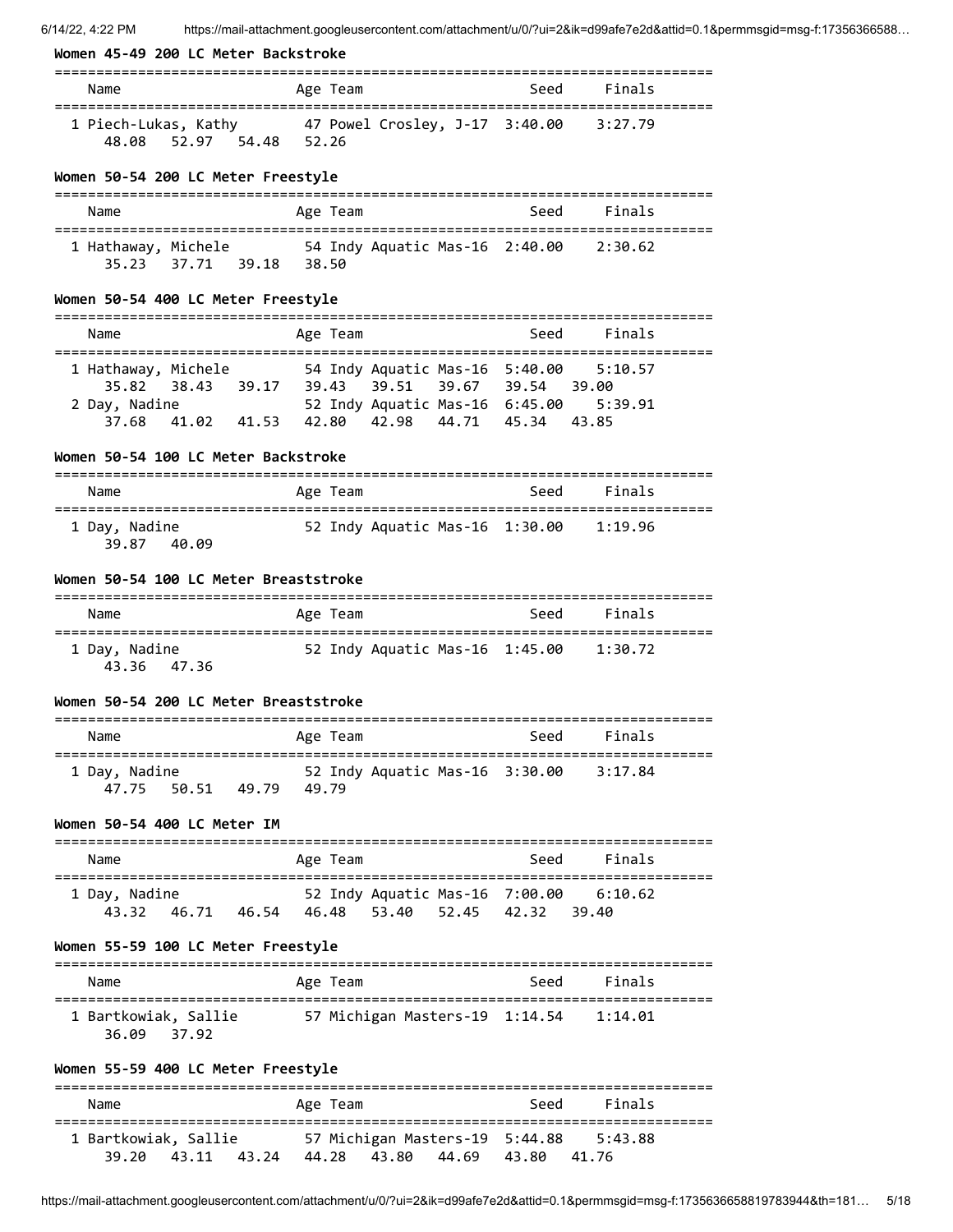### Women 45-49 200 LC Meter Backstroke

| | Name | Age | Team | Seed | Finals |
|---|---|---|---|---|---|
| 1 | Piech-Lukas, Kathy | 47 | Powel Crosley, J-17 | 3:40.00 | 3:27.79 |

48.08 52.97 54.48 52.26

### Women 50-54 200 LC Meter Freestyle

| | Name | Age | Team | Seed | Finals |
|---|---|---|---|---|---|
| 1 | Hathaway, Michele | 54 | Indy Aquatic Mas-16 | 2:40.00 | 2:30.62 |

35.23 37.71 39.18 38.50

### Women 50-54 400 LC Meter Freestyle

| | Name | Age | Team | Seed | Finals |
|---|---|---|---|---|---|
| 1 | Hathaway, Michele | 54 | Indy Aquatic Mas-16 | 5:40.00 | 5:10.57 |
| | 35.82 38.43 39.17 39.43 39.51 39.67 39.54 39.00 | | | | |
| 2 | Day, Nadine | 52 | Indy Aquatic Mas-16 | 6:45.00 | 5:39.91 |
| | 37.68 41.02 41.53 42.80 42.98 44.71 45.34 43.85 | | | | |

### Women 50-54 100 LC Meter Backstroke

| | Name | Age | Team | Seed | Finals |
|---|---|---|---|---|---|
| 1 | Day, Nadine | 52 | Indy Aquatic Mas-16 | 1:30.00 | 1:19.96 |

39.87 40.09

### Women 50-54 100 LC Meter Breaststroke

| | Name | Age | Team | Seed | Finals |
|---|---|---|---|---|---|
| 1 | Day, Nadine | 52 | Indy Aquatic Mas-16 | 1:45.00 | 1:30.72 |

43.36 47.36

### Women 50-54 200 LC Meter Breaststroke

| | Name | Age | Team | Seed | Finals |
|---|---|---|---|---|---|
| 1 | Day, Nadine | 52 | Indy Aquatic Mas-16 | 3:30.00 | 3:17.84 |

47.75 50.51 49.79 49.79

### Women 50-54 400 LC Meter IM

| | Name | Age | Team | Seed | Finals |
|---|---|---|---|---|---|
| 1 | Day, Nadine | 52 | Indy Aquatic Mas-16 | 7:00.00 | 6:10.62 |

43.32 46.71 46.54 46.48 53.40 52.45 42.32 39.40

### Women 55-59 100 LC Meter Freestyle

| | Name | Age | Team | Seed | Finals |
|---|---|---|---|---|---|
| 1 | Bartkowiak, Sallie | 57 | Michigan Masters-19 | 1:14.54 | 1:14.01 |

36.09 37.92

### Women 55-59 400 LC Meter Freestyle

| | Name | Age | Team | Seed | Finals |
|---|---|---|---|---|---|
| 1 | Bartkowiak, Sallie | 57 | Michigan Masters-19 | 5:44.88 | 5:43.88 |

39.20 43.11 43.24 44.28 43.80 44.69 43.80 41.76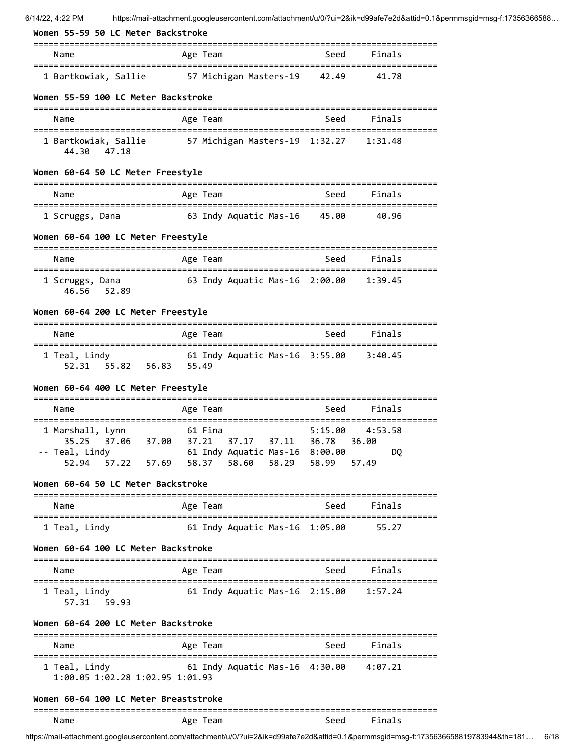**Women 55-59 50 LC Meter Backstroke**

| | Name | Age | Team | Seed | Finals |
|---|---|---|---|---|---|
| 1 | Bartkowiak, Sallie | 57 | Michigan Masters-19 | 42.49 | 41.78 |

**Women 55-59 100 LC Meter Backstroke**

| | Name | Age | Team | Seed | Finals |
|---|---|---|---|---|---|
| 1 | Bartkowiak, Sallie | 57 | Michigan Masters-19 | 1:32.27 | 1:31.48 |
| | 44.30 47.18 | | | | |

**Women 60-64 50 LC Meter Freestyle**

| | Name | Age | Team | Seed | Finals |
|---|---|---|---|---|---|
| 1 | Scruggs, Dana | 63 | Indy Aquatic Mas-16 | 45.00 | 40.96 |

**Women 60-64 100 LC Meter Freestyle**

| | Name | Age | Team | Seed | Finals |
|---|---|---|---|---|---|
| 1 | Scruggs, Dana | 63 | Indy Aquatic Mas-16 | 2:00.00 | 1:39.45 |
| | 46.56 52.89 | | | | |

**Women 60-64 200 LC Meter Freestyle**

| | Name | Age | Team | Seed | Finals |
|---|---|---|---|---|---|
| 1 | Teal, Lindy | 61 | Indy Aquatic Mas-16 | 3:55.00 | 3:40.45 |
| | 52.31 55.82 56.83 55.49 | | | | |

**Women 60-64 400 LC Meter Freestyle**

| | Name | Age | Team | Seed | Finals |
|---|---|---|---|---|---|
| 1 | Marshall, Lynn | 61 | Fina | 5:15.00 | 4:53.58 |
| | 35.25 37.06 37.00 37.21 37.17 37.11 36.78 36.00 | | | | |
| -- | Teal, Lindy | 61 | Indy Aquatic Mas-16 | 8:00.00 | DQ |
| | 52.94 57.22 57.69 58.37 58.60 58.29 58.99 57.49 | | | | |

**Women 60-64 50 LC Meter Backstroke**

| | Name | Age | Team | Seed | Finals |
|---|---|---|---|---|---|
| 1 | Teal, Lindy | 61 | Indy Aquatic Mas-16 | 1:05.00 | 55.27 |

**Women 60-64 100 LC Meter Backstroke**

| | Name | Age | Team | Seed | Finals |
|---|---|---|---|---|---|
| 1 | Teal, Lindy | 61 | Indy Aquatic Mas-16 | 2:15.00 | 1:57.24 |
| | 57.31 59.93 | | | | |

**Women 60-64 200 LC Meter Backstroke**

| | Name | Age | Team | Seed | Finals |
|---|---|---|---|---|---|
| 1 | Teal, Lindy | 61 | Indy Aquatic Mas-16 | 4:30.00 | 4:07.21 |
| | 1:00.05 1:02.28 1:02.95 1:01.93 | | | | |

**Women 60-64 100 LC Meter Breaststroke**

| | Name | Age | Team | Seed | Finals |
|---|---|---|---|---|---|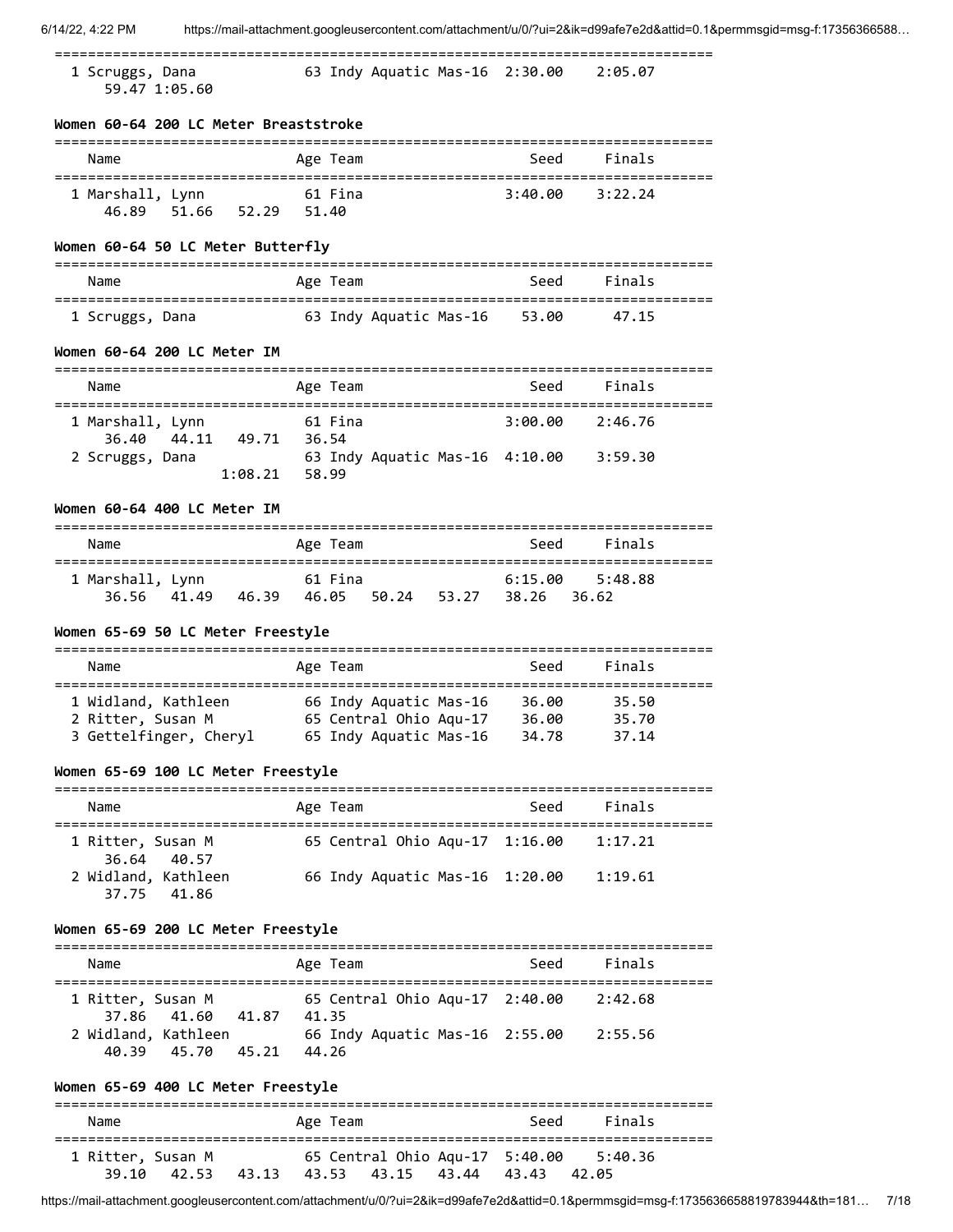| | Name | Age | Team | Seed | Finals |
|---|---|---|---|---|---|
| 1 | Scruggs, Dana | 63 | Indy Aquatic Mas-16 | 2:30.00 | 2:05.07 |
| | 59.47 1:05.60 | | | | |

### Women 60-64 200 LC Meter Breaststroke

| | Name | Age | Team | Seed | Finals |
|---|---|---|---|---|---|
| 1 | Marshall, Lynn | 61 | Fina | 3:40.00 | 3:22.24 |
| | 46.89 51.66 52.29 51.40 | | | | |

### Women 60-64 50 LC Meter Butterfly

| | Name | Age | Team | Seed | Finals |
|---|---|---|---|---|---|
| 1 | Scruggs, Dana | 63 | Indy Aquatic Mas-16 | 53.00 | 47.15 |

### Women 60-64 200 LC Meter IM

| | Name | Age | Team | Seed | Finals |
|---|---|---|---|---|---|
| 1 | Marshall, Lynn | 61 | Fina | 3:00.00 | 2:46.76 |
| | 36.40 44.11 49.71 36.54 | | | | |
| 2 | Scruggs, Dana | 63 | Indy Aquatic Mas-16 | 4:10.00 | 3:59.30 |
| | 1:08.21 58.99 | | | | |

### Women 60-64 400 LC Meter IM

| | Name | Age | Team | Seed | Finals |
|---|---|---|---|---|---|
| 1 | Marshall, Lynn | 61 | Fina | 6:15.00 | 5:48.88 |
| | 36.56 41.49 46.39 46.05 50.24 53.27 38.26 36.62 | | | | |

### Women 65-69 50 LC Meter Freestyle

| | Name | Age | Team | Seed | Finals |
|---|---|---|---|---|---|
| 1 | Widland, Kathleen | 66 | Indy Aquatic Mas-16 | 36.00 | 35.50 |
| 2 | Ritter, Susan M | 65 | Central Ohio Aqu-17 | 36.00 | 35.70 |
| 3 | Gettelfinger, Cheryl | 65 | Indy Aquatic Mas-16 | 34.78 | 37.14 |

### Women 65-69 100 LC Meter Freestyle

| | Name | Age | Team | Seed | Finals |
|---|---|---|---|---|---|
| 1 | Ritter, Susan M | 65 | Central Ohio Aqu-17 | 1:16.00 | 1:17.21 |
| | 36.64 40.57 | | | | |
| 2 | Widland, Kathleen | 66 | Indy Aquatic Mas-16 | 1:20.00 | 1:19.61 |
| | 37.75 41.86 | | | | |

### Women 65-69 200 LC Meter Freestyle

| | Name | Age | Team | Seed | Finals |
|---|---|---|---|---|---|
| 1 | Ritter, Susan M | 65 | Central Ohio Aqu-17 | 2:40.00 | 2:42.68 |
| | 37.86 41.60 41.87 41.35 | | | | |
| 2 | Widland, Kathleen | 66 | Indy Aquatic Mas-16 | 2:55.00 | 2:55.56 |
| | 40.39 45.70 45.21 44.26 | | | | |

### Women 65-69 400 LC Meter Freestyle

| | Name | Age | Team | Seed | Finals |
|---|---|---|---|---|---|
| 1 | Ritter, Susan M | 65 | Central Ohio Aqu-17 | 5:40.00 | 5:40.36 |
| | 39.10 42.53 43.13 43.53 43.15 43.44 43.43 42.05 | | | | |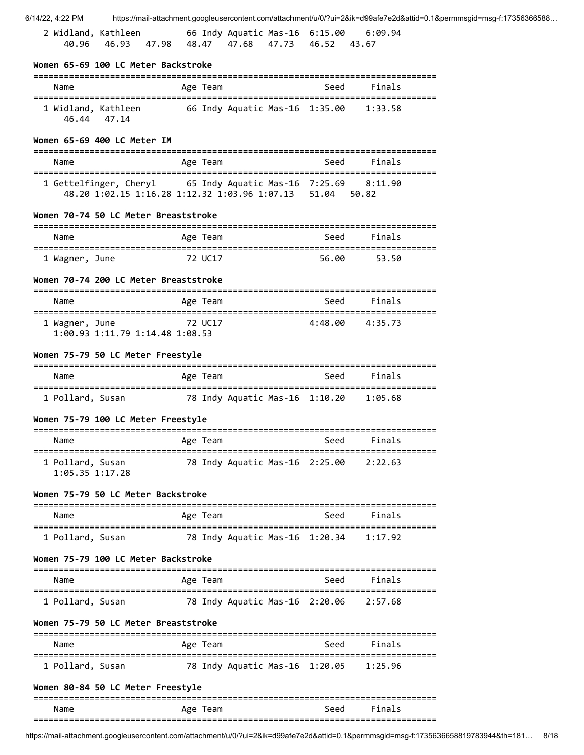| | Name | Age | Team | Seed | Finals |
|---|---|---|---|---|---|
| 2 | Widland, Kathleen | 66 | Indy Aquatic Mas-16 | 6:15.00 | 6:09.94 |

40.96 46.93 47.98 48.47 47.68 47.73 46.52 43.67

### Women 65-69 100 LC Meter Backstroke

| | Name | Age | Team | Seed | Finals |
|---|---|---|---|---|---|
| 1 | Widland, Kathleen | 66 | Indy Aquatic Mas-16 | 1:35.00 | 1:33.58 |

46.44 47.14

### Women 65-69 400 LC Meter IM

| | Name | Age | Team | Seed | Finals |
|---|---|---|---|---|---|
| 1 | Gettelfinger, Cheryl | 65 | Indy Aquatic Mas-16 | 7:25.69 | 8:11.90 |

48.20 1:02.15 1:16.28 1:12.32 1:03.96 1:07.13 51.04 50.82

### Women 70-74 50 LC Meter Breaststroke

| | Name | Age | Team | Seed | Finals |
|---|---|---|---|---|---|
| 1 | Wagner, June | 72 | UC17 | 56.00 | 53.50 |

### Women 70-74 200 LC Meter Breaststroke

| | Name | Age | Team | Seed | Finals |
|---|---|---|---|---|---|
| 1 | Wagner, June | 72 | UC17 | 4:48.00 | 4:35.73 |

1:00.93 1:11.79 1:14.48 1:08.53

### Women 75-79 50 LC Meter Freestyle

| | Name | Age | Team | Seed | Finals |
|---|---|---|---|---|---|
| 1 | Pollard, Susan | 78 | Indy Aquatic Mas-16 | 1:10.20 | 1:05.68 |

### Women 75-79 100 LC Meter Freestyle

| | Name | Age | Team | Seed | Finals |
|---|---|---|---|---|---|
| 1 | Pollard, Susan | 78 | Indy Aquatic Mas-16 | 2:25.00 | 2:22.63 |

1:05.35 1:17.28

### Women 75-79 50 LC Meter Backstroke

| | Name | Age | Team | Seed | Finals |
|---|---|---|---|---|---|
| 1 | Pollard, Susan | 78 | Indy Aquatic Mas-16 | 1:20.34 | 1:17.92 |

### Women 75-79 100 LC Meter Backstroke

| | Name | Age | Team | Seed | Finals |
|---|---|---|---|---|---|
| 1 | Pollard, Susan | 78 | Indy Aquatic Mas-16 | 2:20.06 | 2:57.68 |

### Women 75-79 50 LC Meter Breaststroke

| | Name | Age | Team | Seed | Finals |
|---|---|---|---|---|---|
| 1 | Pollard, Susan | 78 | Indy Aquatic Mas-16 | 1:20.05 | 1:25.96 |

### Women 80-84 50 LC Meter Freestyle

| | Name | Age | Team | Seed | Finals |
|---|---|---|---|---|---|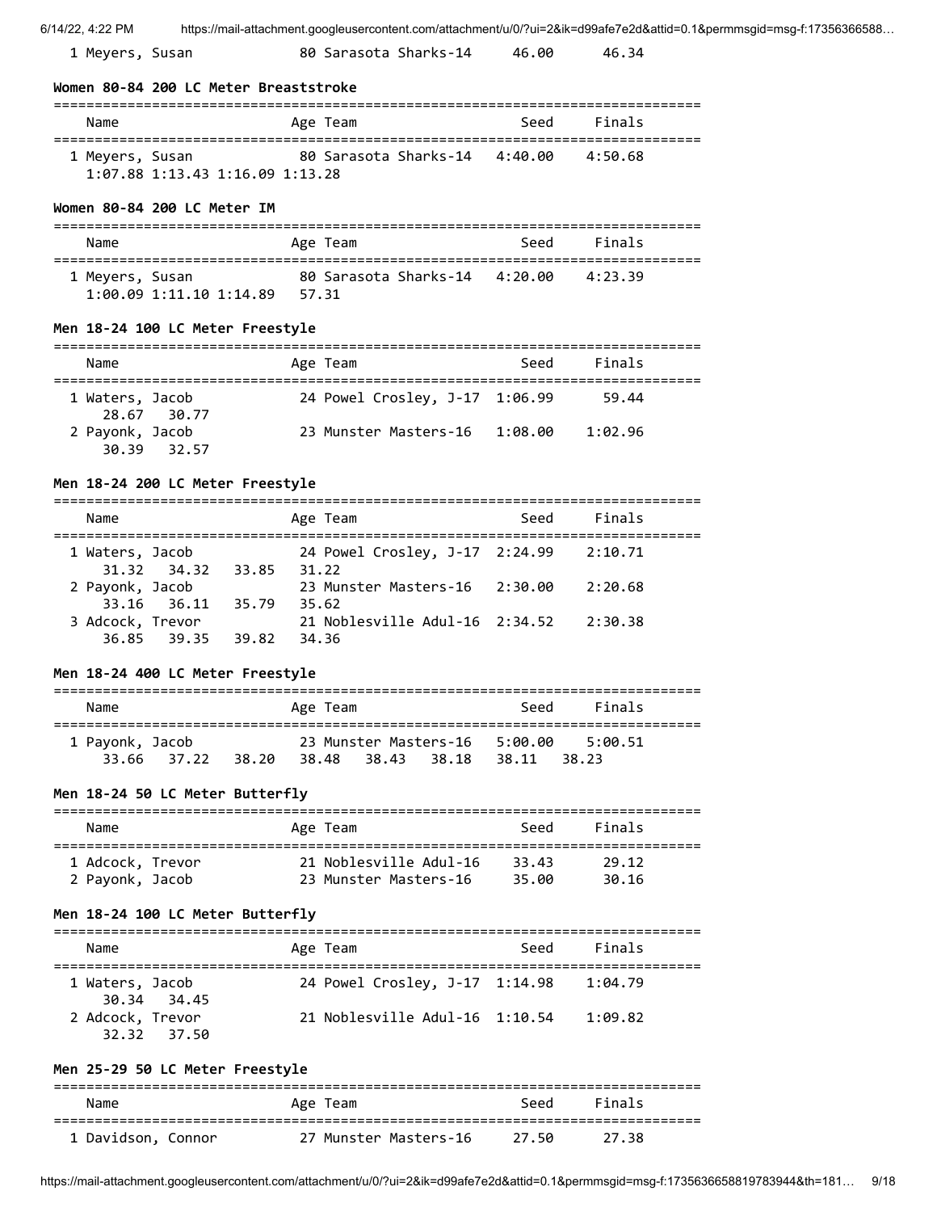1 Meyers, Susan 80 Sarasota Sharks-14 46.00 46.34

### Women 80-84 200 LC Meter Breaststroke

| Name | Age | Team | Seed | Finals |
|---|---|---|---|---|
| 1 Meyers, Susan | 80 | Sarasota Sharks-14 | 4:40.00 | 4:50.68 |
| 1:07.88 1:13.43 1:16.09 1:13.28 | | | | |

### Women 80-84 200 LC Meter IM

| Name | Age | Team | Seed | Finals |
|---|---|---|---|---|
| 1 Meyers, Susan | 80 | Sarasota Sharks-14 | 4:20.00 | 4:23.39 |
| 1:00.09 1:11.10 1:14.89 57.31 | | | | |

### Men 18-24 100 LC Meter Freestyle

| Name | Age | Team | Seed | Finals |
|---|---|---|---|---|
| 1 Waters, Jacob | 24 | Powel Crosley, J-17 | 1:06.99 | 59.44 |
| 28.67 30.77 | | | | |
| 2 Payonk, Jacob | 23 | Munster Masters-16 | 1:08.00 | 1:02.96 |
| 30.39 32.57 | | | | |

### Men 18-24 200 LC Meter Freestyle

| Name | Age | Team | Seed | Finals |
|---|---|---|---|---|
| 1 Waters, Jacob | 24 | Powel Crosley, J-17 | 2:24.99 | 2:10.71 |
| 31.32 34.32 33.85 31.22 | | | | |
| 2 Payonk, Jacob | 23 | Munster Masters-16 | 2:30.00 | 2:20.68 |
| 33.16 36.11 35.79 35.62 | | | | |
| 3 Adcock, Trevor | 21 | Noblesville Adul-16 | 2:34.52 | 2:30.38 |
| 36.85 39.35 39.82 34.36 | | | | |

### Men 18-24 400 LC Meter Freestyle

| Name | Age | Team | Seed | Finals |
|---|---|---|---|---|
| 1 Payonk, Jacob | 23 | Munster Masters-16 | 5:00.00 | 5:00.51 |
| 33.66 37.22 38.20 38.48 38.43 38.18 38.11 38.23 | | | | |

### Men 18-24 50 LC Meter Butterfly

| Name | Age | Team | Seed | Finals |
|---|---|---|---|---|
| 1 Adcock, Trevor | 21 | Noblesville Adul-16 | 33.43 | 29.12 |
| 2 Payonk, Jacob | 23 | Munster Masters-16 | 35.00 | 30.16 |

### Men 18-24 100 LC Meter Butterfly

| Name | Age | Team | Seed | Finals |
|---|---|---|---|---|
| 1 Waters, Jacob | 24 | Powel Crosley, J-17 | 1:14.98 | 1:04.79 |
| 30.34 34.45 | | | | |
| 2 Adcock, Trevor | 21 | Noblesville Adul-16 | 1:10.54 | 1:09.82 |
| 32.32 37.50 | | | | |

### Men 25-29 50 LC Meter Freestyle

| Name | Age | Team | Seed | Finals |
|---|---|---|---|---|
| 1 Davidson, Connor | 27 | Munster Masters-16 | 27.50 | 27.38 |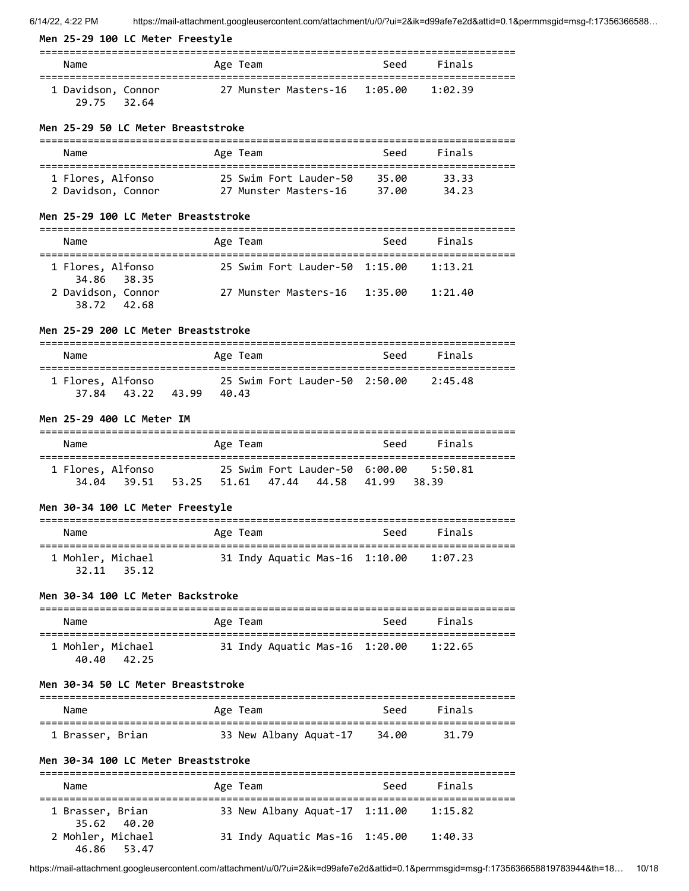**Men 25-29 100 LC Meter Freestyle**

| Name | Age | Team | Seed | Finals |
|---|---|---|---|---|
| 1 Davidson, Connor | 27 | Munster Masters-16 | 1:05.00 | 1:02.39 |
| 29.75 32.64 | | | | |

**Men 25-29 50 LC Meter Breaststroke**

| Name | Age | Team | Seed | Finals |
|---|---|---|---|---|
| 1 Flores, Alfonso | 25 | Swim Fort Lauder-50 | 35.00 | 33.33 |
| 2 Davidson, Connor | 27 | Munster Masters-16 | 37.00 | 34.23 |

**Men 25-29 100 LC Meter Breaststroke**

| Name | Age | Team | Seed | Finals |
|---|---|---|---|---|
| 1 Flores, Alfonso | 25 | Swim Fort Lauder-50 | 1:15.00 | 1:13.21 |
| 34.86 38.35 | | | | |
| 2 Davidson, Connor | 27 | Munster Masters-16 | 1:35.00 | 1:21.40 |
| 38.72 42.68 | | | | |

**Men 25-29 200 LC Meter Breaststroke**

| Name | Age | Team | Seed | Finals |
|---|---|---|---|---|
| 1 Flores, Alfonso | 25 | Swim Fort Lauder-50 | 2:50.00 | 2:45.48 |
| 37.84 43.22 43.99 40.43 | | | | |

**Men 25-29 400 LC Meter IM**

| Name | Age | Team | Seed | Finals |
|---|---|---|---|---|
| 1 Flores, Alfonso | 25 | Swim Fort Lauder-50 | 6:00.00 | 5:50.81 |
| 34.04 39.51 53.25 51.61 47.44 44.58 41.99 38.39 | | | | |

**Men 30-34 100 LC Meter Freestyle**

| Name | Age | Team | Seed | Finals |
|---|---|---|---|---|
| 1 Mohler, Michael | 31 | Indy Aquatic Mas-16 | 1:10.00 | 1:07.23 |
| 32.11 35.12 | | | | |

**Men 30-34 100 LC Meter Backstroke**

| Name | Age | Team | Seed | Finals |
|---|---|---|---|---|
| 1 Mohler, Michael | 31 | Indy Aquatic Mas-16 | 1:20.00 | 1:22.65 |
| 40.40 42.25 | | | | |

**Men 30-34 50 LC Meter Breaststroke**

| Name | Age | Team | Seed | Finals |
|---|---|---|---|---|
| 1 Brasser, Brian | 33 | New Albany Aquat-17 | 34.00 | 31.79 |

**Men 30-34 100 LC Meter Breaststroke**

| Name | Age | Team | Seed | Finals |
|---|---|---|---|---|
| 1 Brasser, Brian | 33 | New Albany Aquat-17 | 1:11.00 | 1:15.82 |
| 35.62 40.20 | | | | |
| 2 Mohler, Michael | 31 | Indy Aquatic Mas-16 | 1:45.00 | 1:40.33 |
| 46.86 53.47 | | | | |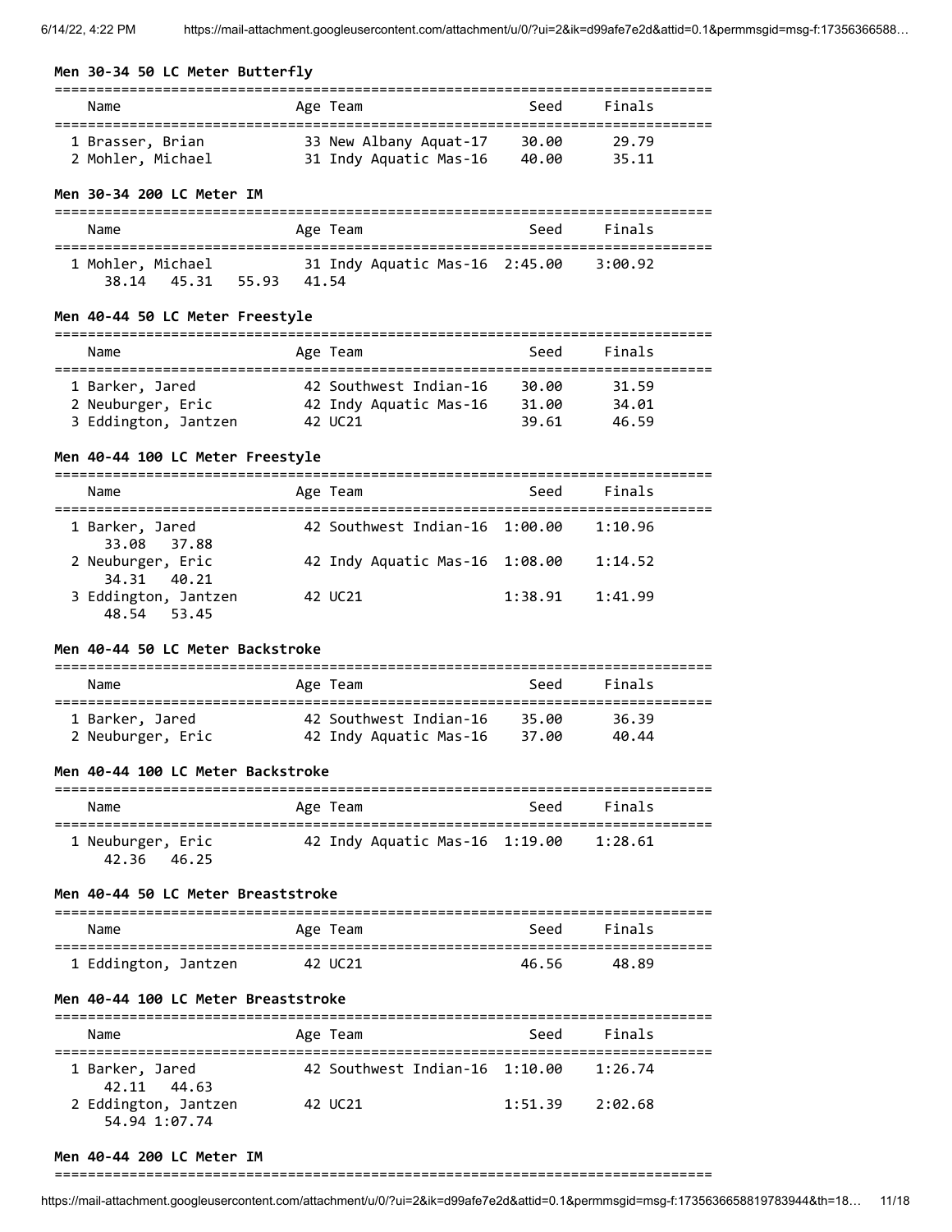### Men 30-34 50 LC Meter Butterfly

| | Name | Age | Team | Seed | Finals |
|---|---|---|---|---|---|
| 1 | Brasser, Brian | 33 | New Albany Aquat-17 | 30.00 | 29.79 |
| 2 | Mohler, Michael | 31 | Indy Aquatic Mas-16 | 40.00 | 35.11 |

### Men 30-34 200 LC Meter IM

| | Name | Age | Team | Seed | Finals |
|---|---|---|---|---|---|
| 1 | Mohler, Michael | 31 | Indy Aquatic Mas-16 | 2:45.00 | 3:00.92 |
| | 38.14 45.31 55.93 41.54 | | | | |

### Men 40-44 50 LC Meter Freestyle

| | Name | Age | Team | Seed | Finals |
|---|---|---|---|---|---|
| 1 | Barker, Jared | 42 | Southwest Indian-16 | 30.00 | 31.59 |
| 2 | Neuburger, Eric | 42 | Indy Aquatic Mas-16 | 31.00 | 34.01 |
| 3 | Eddington, Jantzen | 42 | UC21 | 39.61 | 46.59 |

### Men 40-44 100 LC Meter Freestyle

| | Name | Age | Team | Seed | Finals |
|---|---|---|---|---|---|
| 1 | Barker, Jared | 42 | Southwest Indian-16 | 1:00.00 | 1:10.96 |
| | 33.08 37.88 | | | | |
| 2 | Neuburger, Eric | 42 | Indy Aquatic Mas-16 | 1:08.00 | 1:14.52 |
| | 34.31 40.21 | | | | |
| 3 | Eddington, Jantzen | 42 | UC21 | 1:38.91 | 1:41.99 |
| | 48.54 53.45 | | | | |

### Men 40-44 50 LC Meter Backstroke

| | Name | Age | Team | Seed | Finals |
|---|---|---|---|---|---|
| 1 | Barker, Jared | 42 | Southwest Indian-16 | 35.00 | 36.39 |
| 2 | Neuburger, Eric | 42 | Indy Aquatic Mas-16 | 37.00 | 40.44 |

### Men 40-44 100 LC Meter Backstroke

| | Name | Age | Team | Seed | Finals |
|---|---|---|---|---|---|
| 1 | Neuburger, Eric | 42 | Indy Aquatic Mas-16 | 1:19.00 | 1:28.61 |
| | 42.36 46.25 | | | | |

### Men 40-44 50 LC Meter Breaststroke

| | Name | Age | Team | Seed | Finals |
|---|---|---|---|---|---|
| 1 | Eddington, Jantzen | 42 | UC21 | 46.56 | 48.89 |

### Men 40-44 100 LC Meter Breaststroke

| | Name | Age | Team | Seed | Finals |
|---|---|---|---|---|---|
| 1 | Barker, Jared | 42 | Southwest Indian-16 | 1:10.00 | 1:26.74 |
| | 42.11 44.63 | | | | |
| 2 | Eddington, Jantzen | 42 | UC21 | 1:51.39 | 2:02.68 |
| | 54.94 1:07.74 | | | | |

### Men 40-44 200 LC Meter IM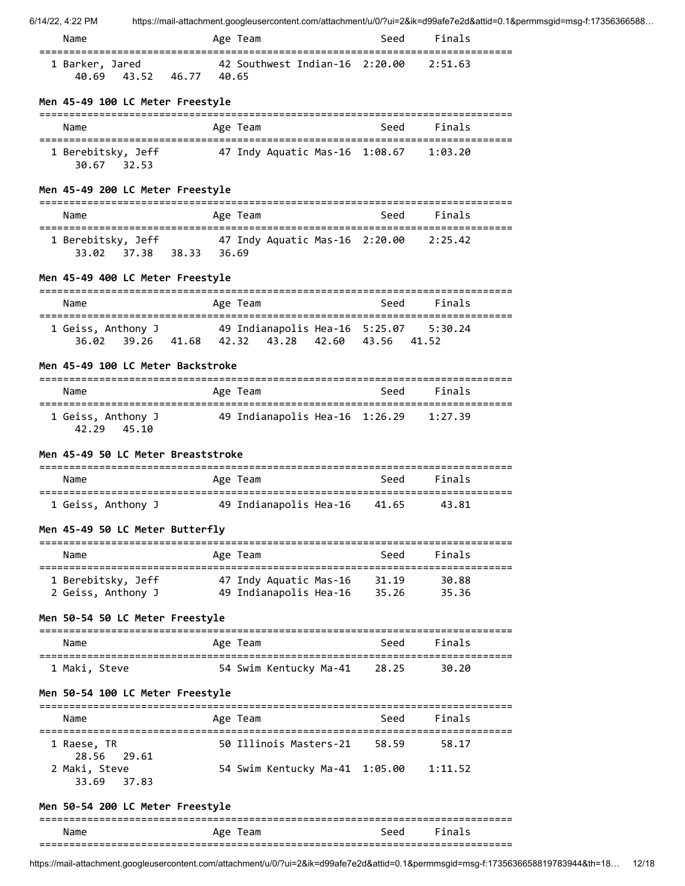| Name | Age | Team | Seed | Finals |
|---|---|---|---|---|
| 1 Barker, Jared | 42 | Southwest Indian-16 | 2:20.00 | 2:51.63 |
| 40.69 43.52 46.77 40.65 | | | | |

### Men 45-49 100 LC Meter Freestyle

| Name | Age | Team | Seed | Finals |
|---|---|---|---|---|
| 1 Berebitsky, Jeff | 47 | Indy Aquatic Mas-16 | 1:08.67 | 1:03.20 |
| 30.67 32.53 | | | | |

### Men 45-49 200 LC Meter Freestyle

| Name | Age | Team | Seed | Finals |
|---|---|---|---|---|
| 1 Berebitsky, Jeff | 47 | Indy Aquatic Mas-16 | 2:20.00 | 2:25.42 |
| 33.02 37.38 38.33 36.69 | | | | |

### Men 45-49 400 LC Meter Freestyle

| Name | Age | Team | Seed | Finals |
|---|---|---|---|---|
| 1 Geiss, Anthony J | 49 | Indianapolis Hea-16 | 5:25.07 | 5:30.24 |
| 36.02 39.26 41.68 42.32 43.28 42.60 43.56 41.52 | | | | |

### Men 45-49 100 LC Meter Backstroke

| Name | Age | Team | Seed | Finals |
|---|---|---|---|---|
| 1 Geiss, Anthony J | 49 | Indianapolis Hea-16 | 1:26.29 | 1:27.39 |
| 42.29 45.10 | | | | |

### Men 45-49 50 LC Meter Breaststroke

| Name | Age | Team | Seed | Finals |
|---|---|---|---|---|
| 1 Geiss, Anthony J | 49 | Indianapolis Hea-16 | 41.65 | 43.81 |

### Men 45-49 50 LC Meter Butterfly

| Name | Age | Team | Seed | Finals |
|---|---|---|---|---|
| 1 Berebitsky, Jeff | 47 | Indy Aquatic Mas-16 | 31.19 | 30.88 |
| 2 Geiss, Anthony J | 49 | Indianapolis Hea-16 | 35.26 | 35.36 |

### Men 50-54 50 LC Meter Freestyle

| Name | Age | Team | Seed | Finals |
|---|---|---|---|---|
| 1 Maki, Steve | 54 | Swim Kentucky Ma-41 | 28.25 | 30.20 |

### Men 50-54 100 LC Meter Freestyle

| Name | Age | Team | Seed | Finals |
|---|---|---|---|---|
| 1 Raese, TR | 50 | Illinois Masters-21 | 58.59 | 58.17 |
| 28.56 29.61 | | | | |
| 2 Maki, Steve | 54 | Swim Kentucky Ma-41 | 1:05.00 | 1:11.52 |
| 33.69 37.83 | | | | |

### Men 50-54 200 LC Meter Freestyle

| Name | Age | Team | Seed | Finals |
|---|---|---|---|---|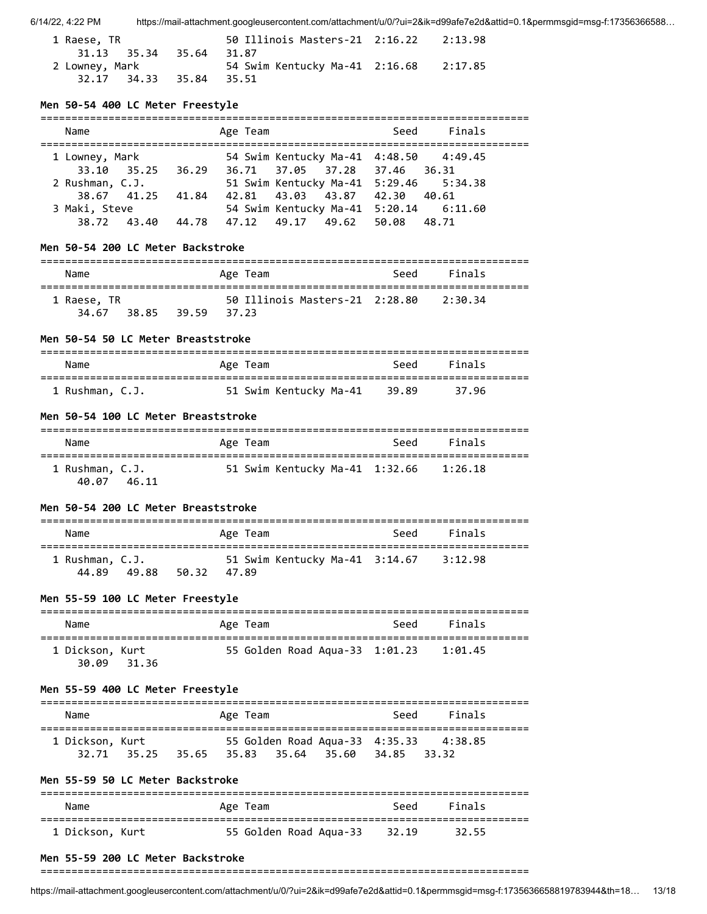```
  1 Raese, TR                 50 Illinois Masters-21  2:16.22    2:13.98
      31.13   35.34   35.64   31.87
  2 Lowney, Mark              54 Swim Kentucky Ma-41  2:16.68    2:17.85
      32.17   34.33   35.84   35.51
```

**Men 50-54 400 LC Meter Freestyle**

```
===============================================================================
    Name                    Age Team                    Seed     Finals
===============================================================================
  1 Lowney, Mark              54 Swim Kentucky Ma-41  4:48.50    4:49.45
      33.10   35.25   36.29   36.71   37.05   37.28   37.46   36.31
  2 Rushman, C.J.             51 Swim Kentucky Ma-41  5:29.46    5:34.38
      38.67   41.25   41.84   42.81   43.03   43.87   42.30   40.61
  3 Maki, Steve               54 Swim Kentucky Ma-41  5:20.14    6:11.60
      38.72   43.40   44.78   47.12   49.17   49.62   50.08   48.71
```

**Men 50-54 200 LC Meter Backstroke**

```
===============================================================================
    Name                    Age Team                    Seed     Finals
===============================================================================
  1 Raese, TR                 50 Illinois Masters-21  2:28.80    2:30.34
      34.67   38.85   39.59   37.23
```

**Men 50-54 50 LC Meter Breaststroke**

```
===============================================================================
    Name                    Age Team                    Seed     Finals
===============================================================================
  1 Rushman, C.J.             51 Swim Kentucky Ma-41    39.89      37.96
```

**Men 50-54 100 LC Meter Breaststroke**

```
===============================================================================
    Name                    Age Team                    Seed     Finals
===============================================================================
  1 Rushman, C.J.             51 Swim Kentucky Ma-41  1:32.66    1:26.18
      40.07   46.11
```

**Men 50-54 200 LC Meter Breaststroke**

```
===============================================================================
    Name                    Age Team                    Seed     Finals
===============================================================================
  1 Rushman, C.J.             51 Swim Kentucky Ma-41  3:14.67    3:12.98
      44.89   49.88   50.32   47.89
```

**Men 55-59 100 LC Meter Freestyle**

```
===============================================================================
    Name                    Age Team                    Seed     Finals
===============================================================================
  1 Dickson, Kurt             55 Golden Road Aqua-33  1:01.23    1:01.45
      30.09   31.36
```

**Men 55-59 400 LC Meter Freestyle**

```
===============================================================================
    Name                    Age Team                    Seed     Finals
===============================================================================
  1 Dickson, Kurt             55 Golden Road Aqua-33  4:35.33    4:38.85
      32.71   35.25   35.65   35.83   35.64   35.60   34.85   33.32
```

**Men 55-59 50 LC Meter Backstroke**

```
===============================================================================
    Name                    Age Team                    Seed     Finals
===============================================================================
  1 Dickson, Kurt             55 Golden Road Aqua-33    32.19      32.55
```

**Men 55-59 200 LC Meter Backstroke**

```
===============================================================================
```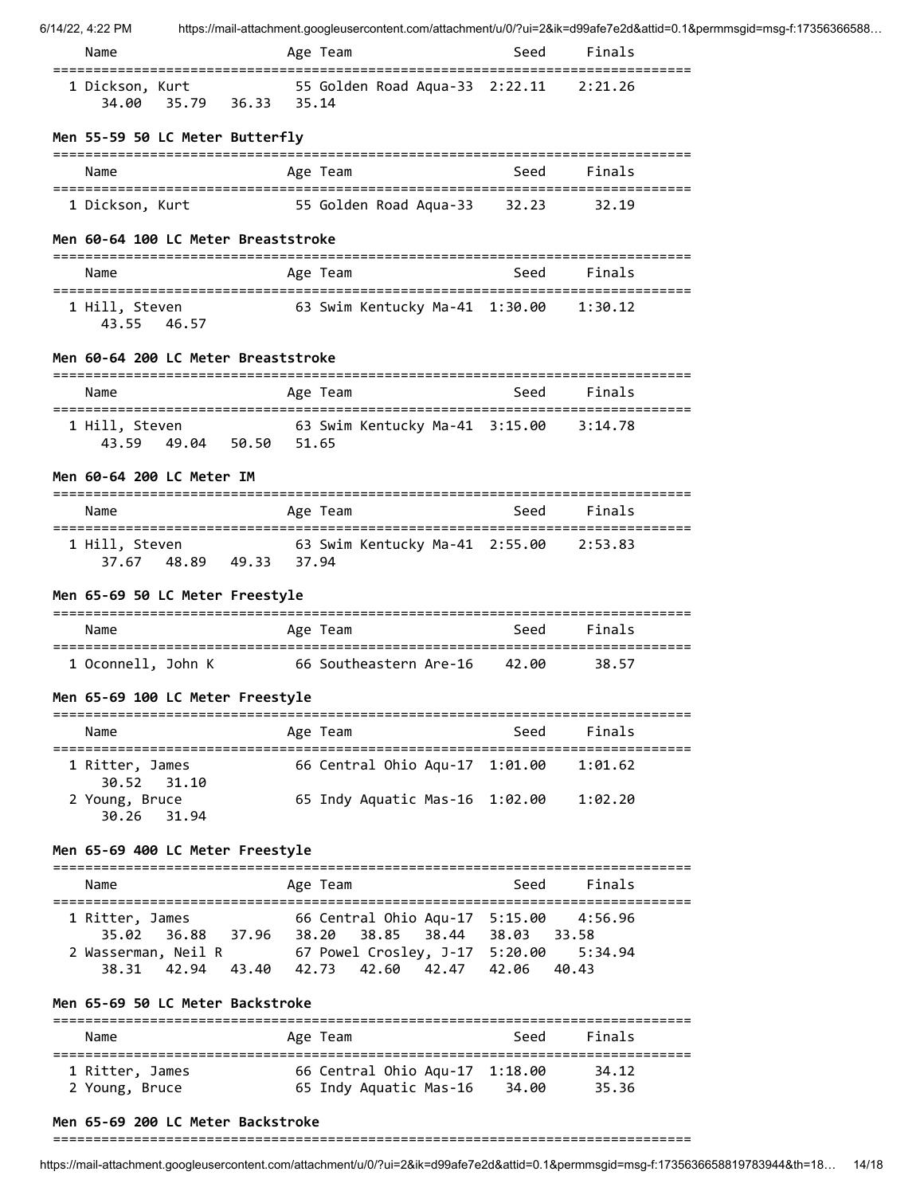| Name | Age | Team | Seed | Finals |
|---|---|---|---|---|
| 1 Dickson, Kurt | 55 | Golden Road Aqua-33 | 2:22.11 | 2:21.26 |
| 34.00 35.79 36.33 35.14 | | | | |

**Men 55-59 50 LC Meter Butterfly**

| Name | Age | Team | Seed | Finals |
|---|---|---|---|---|
| 1 Dickson, Kurt | 55 | Golden Road Aqua-33 | 32.23 | 32.19 |

**Men 60-64 100 LC Meter Breaststroke**

| Name | Age | Team | Seed | Finals |
|---|---|---|---|---|
| 1 Hill, Steven | 63 | Swim Kentucky Ma-41 | 1:30.00 | 1:30.12 |
| 43.55 46.57 | | | | |

**Men 60-64 200 LC Meter Breaststroke**

| Name | Age | Team | Seed | Finals |
|---|---|---|---|---|
| 1 Hill, Steven | 63 | Swim Kentucky Ma-41 | 3:15.00 | 3:14.78 |
| 43.59 49.04 50.50 51.65 | | | | |

**Men 60-64 200 LC Meter IM**

| Name | Age | Team | Seed | Finals |
|---|---|---|---|---|
| 1 Hill, Steven | 63 | Swim Kentucky Ma-41 | 2:55.00 | 2:53.83 |
| 37.67 48.89 49.33 37.94 | | | | |

**Men 65-69 50 LC Meter Freestyle**

| Name | Age | Team | Seed | Finals |
|---|---|---|---|---|
| 1 Oconnell, John K | 66 | Southeastern Are-16 | 42.00 | 38.57 |

**Men 65-69 100 LC Meter Freestyle**

| Name | Age | Team | Seed | Finals |
|---|---|---|---|---|
| 1 Ritter, James | 66 | Central Ohio Aqu-17 | 1:01.00 | 1:01.62 |
| 30.52 31.10 | | | | |
| 2 Young, Bruce | 65 | Indy Aquatic Mas-16 | 1:02.00 | 1:02.20 |
| 30.26 31.94 | | | | |

**Men 65-69 400 LC Meter Freestyle**

| Name | Age | Team | Seed | Finals |
|---|---|---|---|---|
| 1 Ritter, James | 66 | Central Ohio Aqu-17 | 5:15.00 | 4:56.96 |
| 35.02 36.88 37.96 38.20 38.85 38.44 38.03 33.58 | | | | |
| 2 Wasserman, Neil R | 67 | Powel Crosley, J-17 | 5:20.00 | 5:34.94 |
| 38.31 42.94 43.40 42.73 42.60 42.47 42.06 40.43 | | | | |

**Men 65-69 50 LC Meter Backstroke**

| Name | Age | Team | Seed | Finals |
|---|---|---|---|---|
| 1 Ritter, James | 66 | Central Ohio Aqu-17 | 1:18.00 | 34.12 |
| 2 Young, Bruce | 65 | Indy Aquatic Mas-16 | 34.00 | 35.36 |

**Men 65-69 200 LC Meter Backstroke**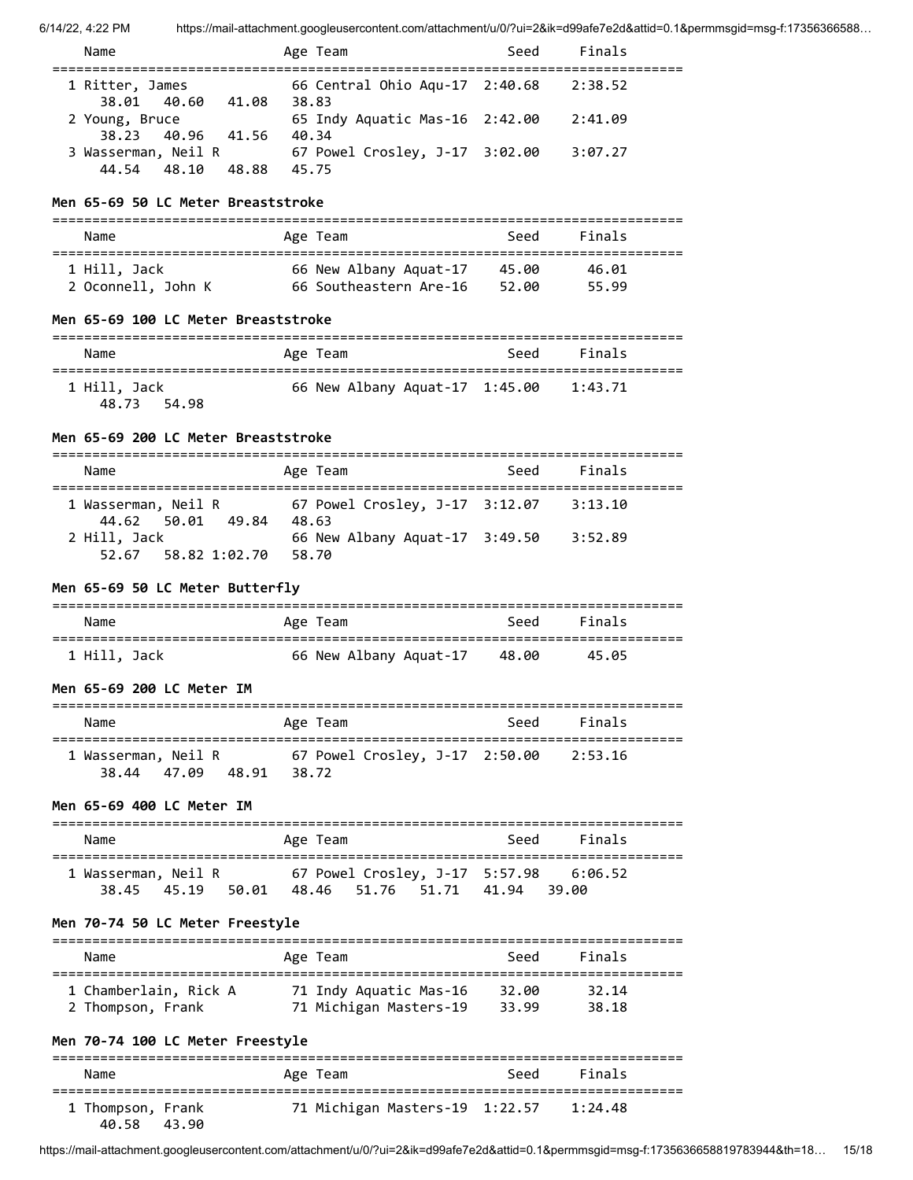| Name | Age | Team | Seed | Finals |
|---|---|---|---|---|
| 1 Ritter, James | 66 | Central Ohio Aqu-17 | 2:40.68 | 2:38.52 |
| 38.01 40.60 41.08 38.83 | | | | |
| 2 Young, Bruce | 65 | Indy Aquatic Mas-16 | 2:42.00 | 2:41.09 |
| 38.23 40.96 41.56 40.34 | | | | |
| 3 Wasserman, Neil R | 67 | Powel Crosley, J-17 | 3:02.00 | 3:07.27 |
| 44.54 48.10 48.88 45.75 | | | | |

**Men 65-69 50 LC Meter Breaststroke**

| Name | Age | Team | Seed | Finals |
|---|---|---|---|---|
| 1 Hill, Jack | 66 | New Albany Aquat-17 | 45.00 | 46.01 |
| 2 Oconnell, John K | 66 | Southeastern Are-16 | 52.00 | 55.99 |

**Men 65-69 100 LC Meter Breaststroke**

| Name | Age | Team | Seed | Finals |
|---|---|---|---|---|
| 1 Hill, Jack | 66 | New Albany Aquat-17 | 1:45.00 | 1:43.71 |
| 48.73 54.98 | | | | |

**Men 65-69 200 LC Meter Breaststroke**

| Name | Age | Team | Seed | Finals |
|---|---|---|---|---|
| 1 Wasserman, Neil R | 67 | Powel Crosley, J-17 | 3:12.07 | 3:13.10 |
| 44.62 50.01 49.84 48.63 | | | | |
| 2 Hill, Jack | 66 | New Albany Aquat-17 | 3:49.50 | 3:52.89 |
| 52.67 58.82 1:02.70 58.70 | | | | |

**Men 65-69 50 LC Meter Butterfly**

| Name | Age | Team | Seed | Finals |
|---|---|---|---|---|
| 1 Hill, Jack | 66 | New Albany Aquat-17 | 48.00 | 45.05 |

**Men 65-69 200 LC Meter IM**

| Name | Age | Team | Seed | Finals |
|---|---|---|---|---|
| 1 Wasserman, Neil R | 67 | Powel Crosley, J-17 | 2:50.00 | 2:53.16 |
| 38.44 47.09 48.91 38.72 | | | | |

**Men 65-69 400 LC Meter IM**

| Name | Age | Team | Seed | Finals |
|---|---|---|---|---|
| 1 Wasserman, Neil R | 67 | Powel Crosley, J-17 | 5:57.98 | 6:06.52 |
| 38.45 45.19 50.01 48.46 51.76 51.71 41.94 39.00 | | | | |

**Men 70-74 50 LC Meter Freestyle**

| Name | Age | Team | Seed | Finals |
|---|---|---|---|---|
| 1 Chamberlain, Rick A | 71 | Indy Aquatic Mas-16 | 32.00 | 32.14 |
| 2 Thompson, Frank | 71 | Michigan Masters-19 | 33.99 | 38.18 |

**Men 70-74 100 LC Meter Freestyle**

| Name | Age | Team | Seed | Finals |
|---|---|---|---|---|
| 1 Thompson, Frank | 71 | Michigan Masters-19 | 1:22.57 | 1:24.48 |
| 40.58 43.90 | | | | |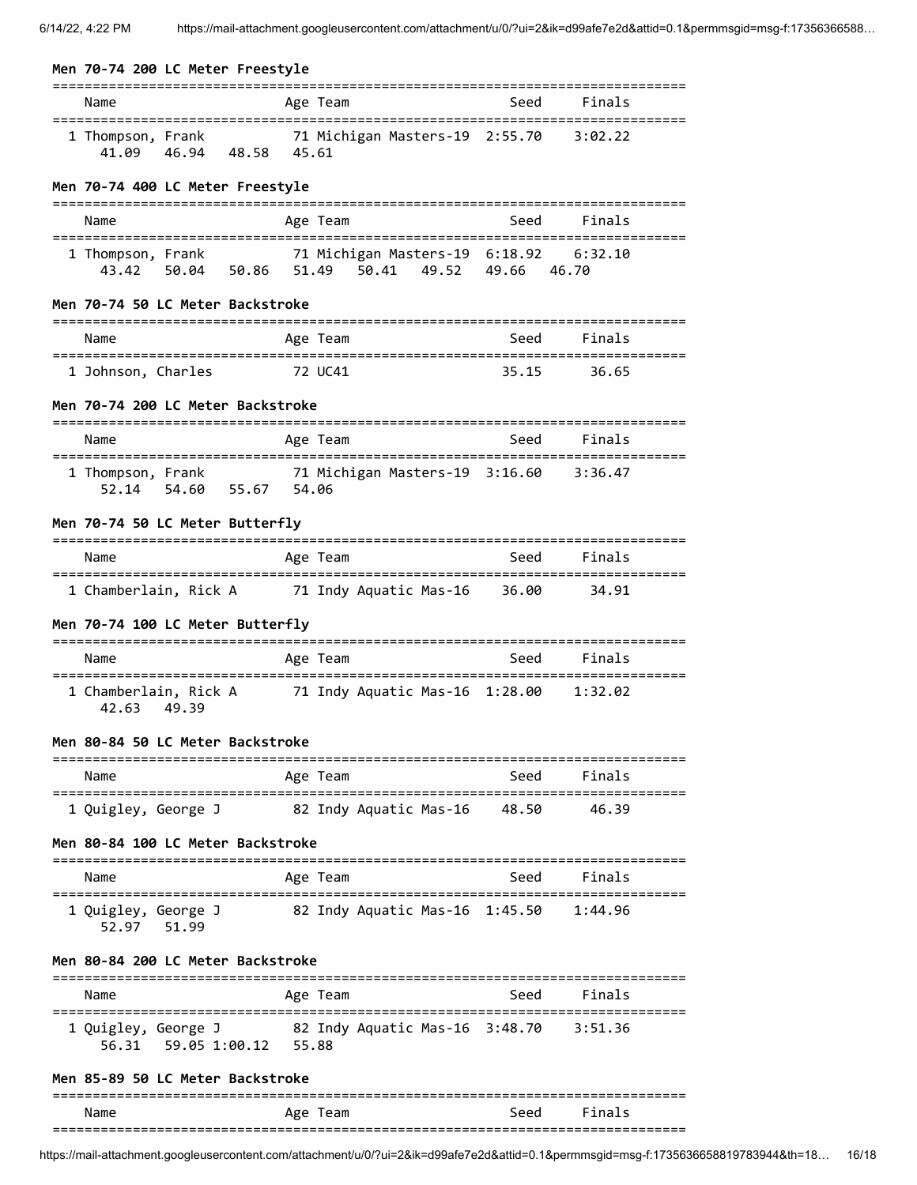**Men 70-74 200 LC Meter Freestyle**

| | Name | Age | Team | Seed | Finals |
|---|---|---|---|---|---|
| 1 | Thompson, Frank | 71 | Michigan Masters-19 | 2:55.70 | 3:02.22 |

41.09 46.94 48.58 45.61

**Men 70-74 400 LC Meter Freestyle**

| | Name | Age | Team | Seed | Finals |
|---|---|---|---|---|---|
| 1 | Thompson, Frank | 71 | Michigan Masters-19 | 6:18.92 | 6:32.10 |

43.42 50.04 50.86 51.49 50.41 49.52 49.66 46.70

**Men 70-74 50 LC Meter Backstroke**

| | Name | Age | Team | Seed | Finals |
|---|---|---|---|---|---|
| 1 | Johnson, Charles | 72 | UC41 | 35.15 | 36.65 |

**Men 70-74 200 LC Meter Backstroke**

| | Name | Age | Team | Seed | Finals |
|---|---|---|---|---|---|
| 1 | Thompson, Frank | 71 | Michigan Masters-19 | 3:16.60 | 3:36.47 |

52.14 54.60 55.67 54.06

**Men 70-74 50 LC Meter Butterfly**

| | Name | Age | Team | Seed | Finals |
|---|---|---|---|---|---|
| 1 | Chamberlain, Rick A | 71 | Indy Aquatic Mas-16 | 36.00 | 34.91 |

**Men 70-74 100 LC Meter Butterfly**

| | Name | Age | Team | Seed | Finals |
|---|---|---|---|---|---|
| 1 | Chamberlain, Rick A | 71 | Indy Aquatic Mas-16 | 1:28.00 | 1:32.02 |

42.63 49.39

**Men 80-84 50 LC Meter Backstroke**

| | Name | Age | Team | Seed | Finals |
|---|---|---|---|---|---|
| 1 | Quigley, George J | 82 | Indy Aquatic Mas-16 | 48.50 | 46.39 |

**Men 80-84 100 LC Meter Backstroke**

| | Name | Age | Team | Seed | Finals |
|---|---|---|---|---|---|
| 1 | Quigley, George J | 82 | Indy Aquatic Mas-16 | 1:45.50 | 1:44.96 |

52.97 51.99

**Men 80-84 200 LC Meter Backstroke**

| | Name | Age | Team | Seed | Finals |
|---|---|---|---|---|---|
| 1 | Quigley, George J | 82 | Indy Aquatic Mas-16 | 3:48.70 | 3:51.36 |

56.31 59.05 1:00.12 55.88

**Men 85-89 50 LC Meter Backstroke**

| Name | Age | Team | Seed | Finals |
|---|---|---|---|---|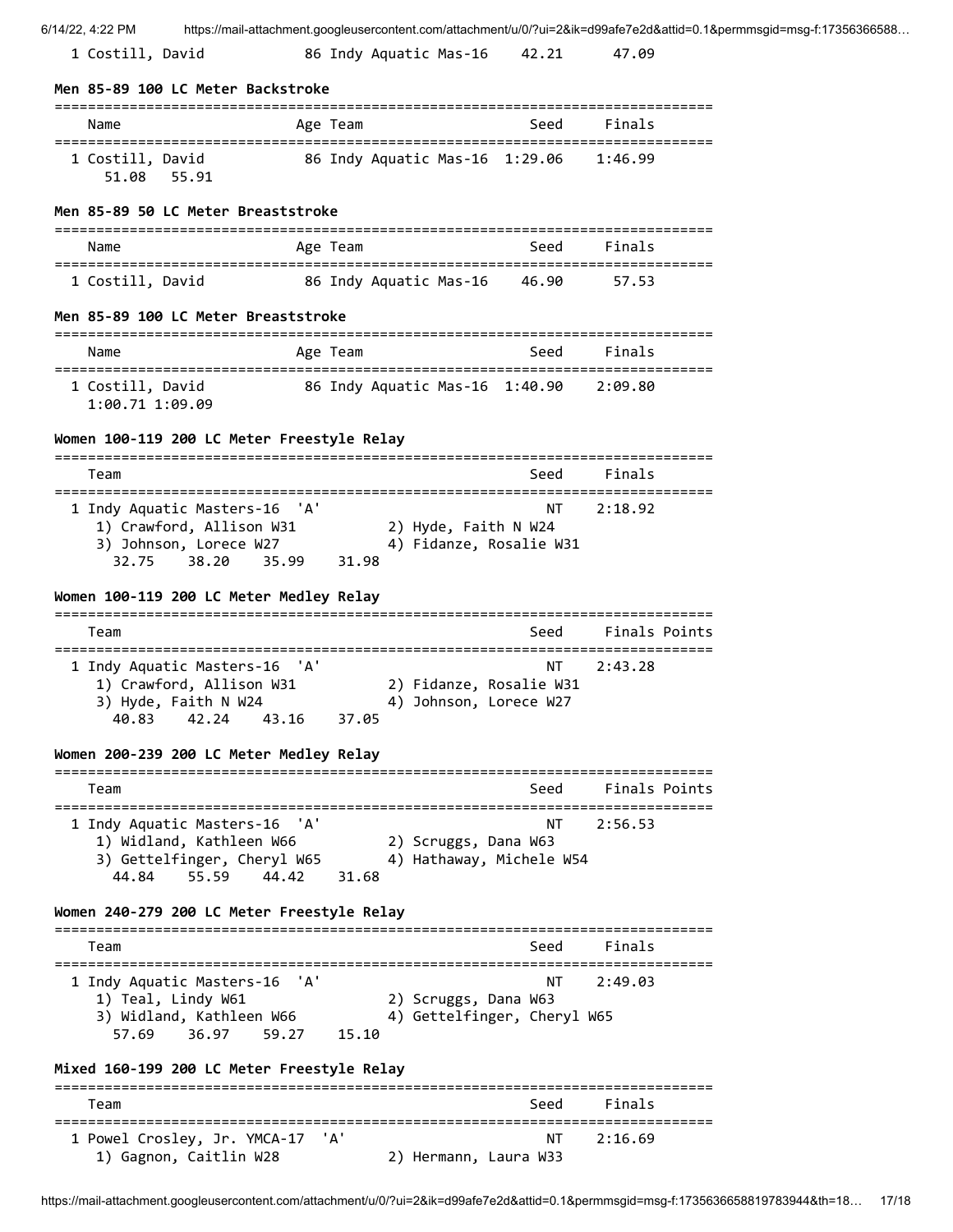| | Name | Age | Team | Seed | Finals |
|---|---|---|---|---|---|
| 1 | Costill, David | 86 | Indy Aquatic Mas-16 | 42.21 | 47.09 |

### Men 85-89 100 LC Meter Backstroke

| | Name | Age | Team | Seed | Finals |
|---|---|---|---|---|---|
| 1 | Costill, David | 86 | Indy Aquatic Mas-16 | 1:29.06 | 1:46.99 |
| | 51.08 55.91 | | | | |

### Men 85-89 50 LC Meter Breaststroke

| | Name | Age | Team | Seed | Finals |
|---|---|---|---|---|---|
| 1 | Costill, David | 86 | Indy Aquatic Mas-16 | 46.90 | 57.53 |

### Men 85-89 100 LC Meter Breaststroke

| | Name | Age | Team | Seed | Finals |
|---|---|---|---|---|---|
| 1 | Costill, David | 86 | Indy Aquatic Mas-16 | 1:40.90 | 2:09.80 |
| | 1:00.71 1:09.09 | | | | |

### Women 100-119 200 LC Meter Freestyle Relay

| | Team | Seed | Finals |
|---|---|---|---|
| 1 | Indy Aquatic Masters-16 'A' | NT | 2:18.92 |

1) Crawford, Allison W31　2) Hyde, Faith N W24
3) Johnson, Lorece W27　4) Fidanze, Rosalie W31
32.75　38.20　35.99　31.98

### Women 100-119 200 LC Meter Medley Relay

| | Team | Seed | Finals | Points |
|---|---|---|---|---|
| 1 | Indy Aquatic Masters-16 'A' | NT | 2:43.28 | |

1) Crawford, Allison W31　2) Fidanze, Rosalie W31
3) Hyde, Faith N W24　4) Johnson, Lorece W27
40.83　42.24　43.16　37.05

### Women 200-239 200 LC Meter Medley Relay

| | Team | Seed | Finals | Points |
|---|---|---|---|---|
| 1 | Indy Aquatic Masters-16 'A' | NT | 2:56.53 | |

1) Widland, Kathleen W66　2) Scruggs, Dana W63
3) Gettelfinger, Cheryl W65　4) Hathaway, Michele W54
44.84　55.59　44.42　31.68

### Women 240-279 200 LC Meter Freestyle Relay

| | Team | Seed | Finals |
|---|---|---|---|
| 1 | Indy Aquatic Masters-16 'A' | NT | 2:49.03 |

1) Teal, Lindy W61　2) Scruggs, Dana W63
3) Widland, Kathleen W66　4) Gettelfinger, Cheryl W65
57.69　36.97　59.27　15.10

### Mixed 160-199 200 LC Meter Freestyle Relay

| | Team | Seed | Finals |
|---|---|---|---|
| 1 | Powel Crosley, Jr. YMCA-17 'A' | NT | 2:16.69 |

1) Gagnon, Caitlin W28　2) Hermann, Laura W33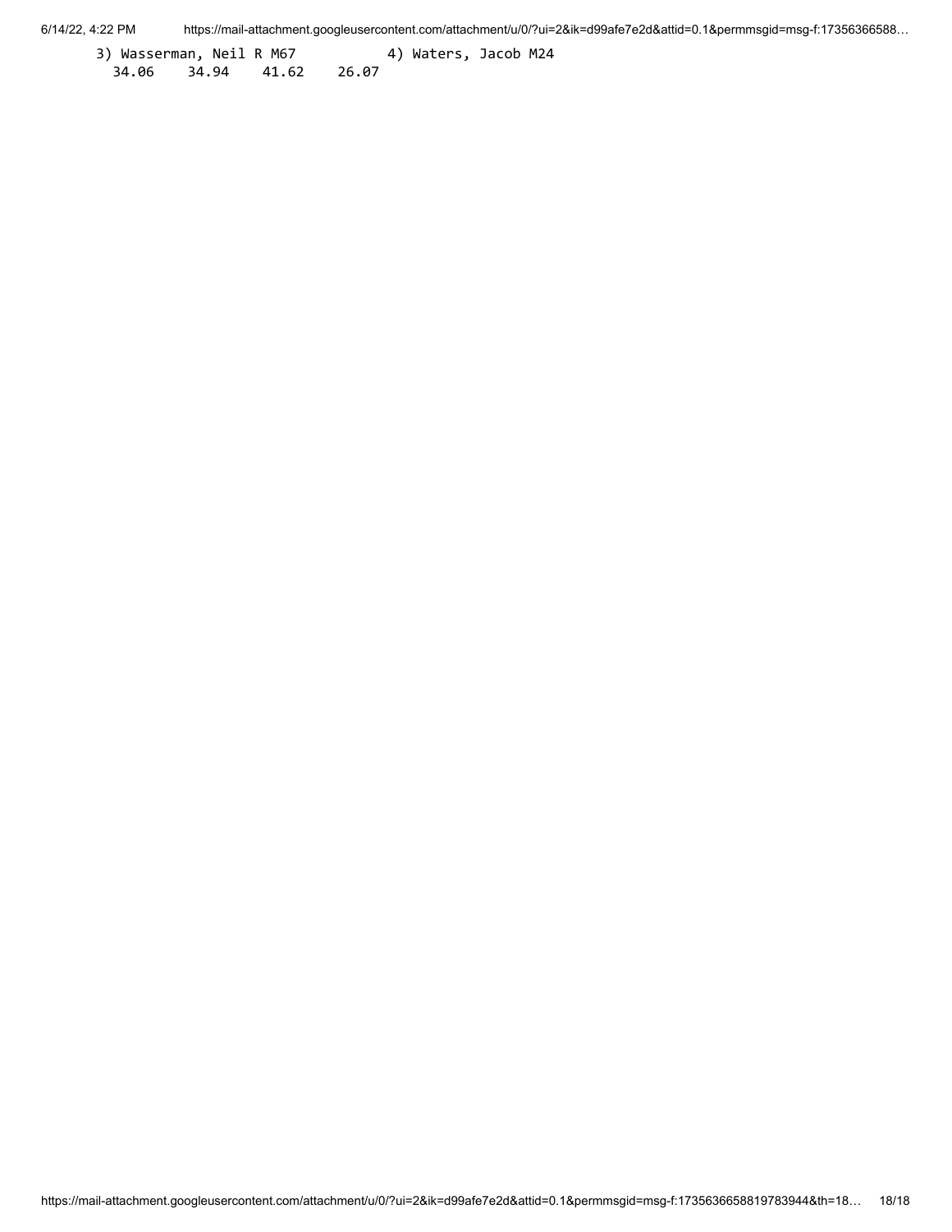```
  3) Wasserman, Neil R M67           4) Waters, Jacob M24
    34.06    34.94    41.62    26.07
```